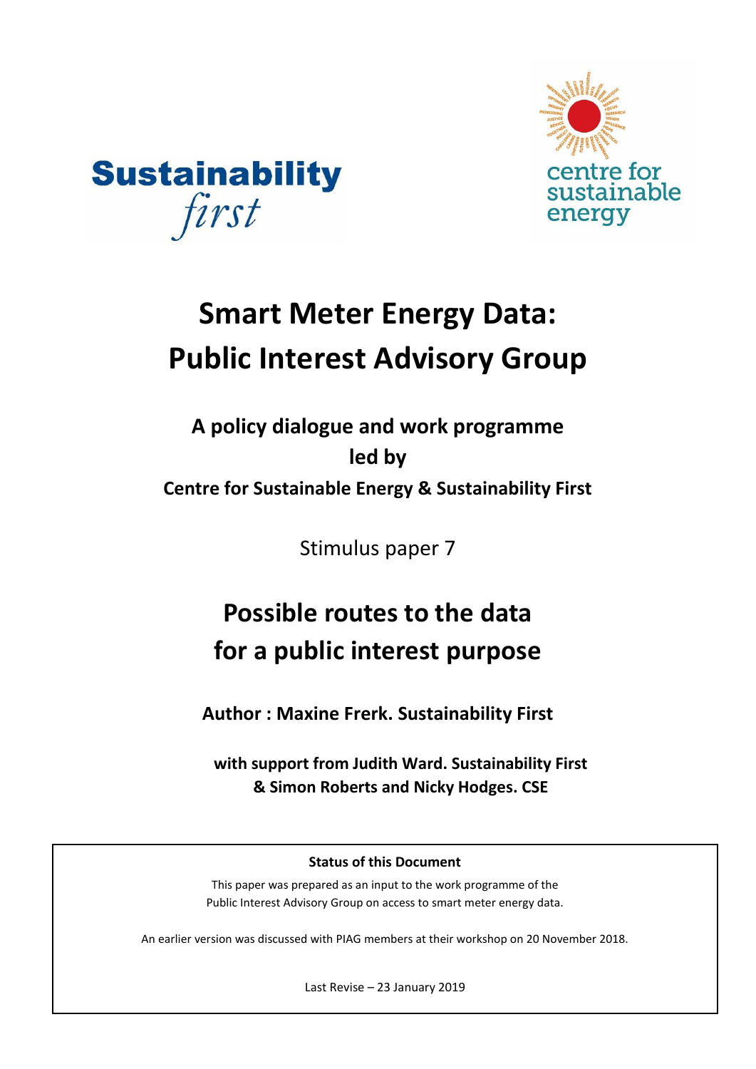Sustainability *first*

centre for sustainable energy

# Smart Meter Energy Data: Public Interest Advisory Group

### A policy dialogue and work programme led by Centre for Sustainable Energy & Sustainability First

Stimulus paper 7

## Possible routes to the data for a public interest purpose

**Author : Maxine Frerk. Sustainability First**

**with support from Judith Ward. Sustainability First & Simon Roberts and Nicky Hodges. CSE**

**Status of this Document**

This paper was prepared as an input to the work programme of the Public Interest Advisory Group on access to smart meter energy data.

An earlier version was discussed with PIAG members at their workshop on 20 November 2018.

Last Revise – 23 January 2019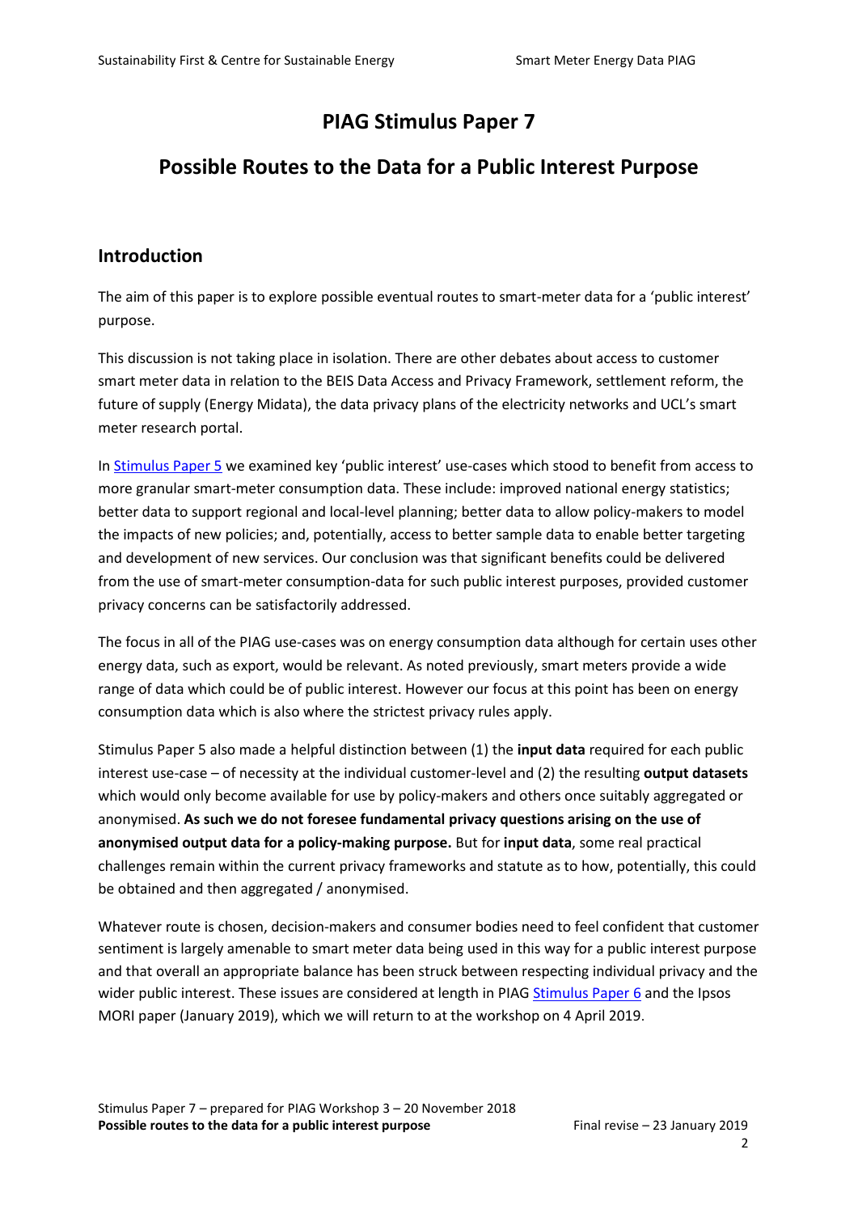# PIAG Stimulus Paper 7

## Possible Routes to the Data for a Public Interest Purpose

### Introduction

The aim of this paper is to explore possible eventual routes to smart-meter data for a 'public interest' purpose.

This discussion is not taking place in isolation. There are other debates about access to customer smart meter data in relation to the BEIS Data Access and Privacy Framework, settlement reform, the future of supply (Energy Midata), the data privacy plans of the electricity networks and UCL's smart meter research portal.

In Stimulus Paper 5 we examined key 'public interest' use-cases which stood to benefit from access to more granular smart-meter consumption data. These include: improved national energy statistics; better data to support regional and local-level planning; better data to allow policy-makers to model the impacts of new policies; and, potentially, access to better sample data to enable better targeting and development of new services. Our conclusion was that significant benefits could be delivered from the use of smart-meter consumption-data for such public interest purposes, provided customer privacy concerns can be satisfactorily addressed.

The focus in all of the PIAG use-cases was on energy consumption data although for certain uses other energy data, such as export, would be relevant. As noted previously, smart meters provide a wide range of data which could be of public interest. However our focus at this point has been on energy consumption data which is also where the strictest privacy rules apply.

Stimulus Paper 5 also made a helpful distinction between (1) the **input data** required for each public interest use-case – of necessity at the individual customer-level and (2) the resulting **output datasets** which would only become available for use by policy-makers and others once suitably aggregated or anonymised. **As such we do not foresee fundamental privacy questions arising on the use of anonymised output data for a policy-making purpose.** But for **input data**, some real practical challenges remain within the current privacy frameworks and statute as to how, potentially, this could be obtained and then aggregated / anonymised.

Whatever route is chosen, decision-makers and consumer bodies need to feel confident that customer sentiment is largely amenable to smart meter data being used in this way for a public interest purpose and that overall an appropriate balance has been struck between respecting individual privacy and the wider public interest. These issues are considered at length in PIAG Stimulus Paper 6 and the Ipsos MORI paper (January 2019), which we will return to at the workshop on 4 April 2019.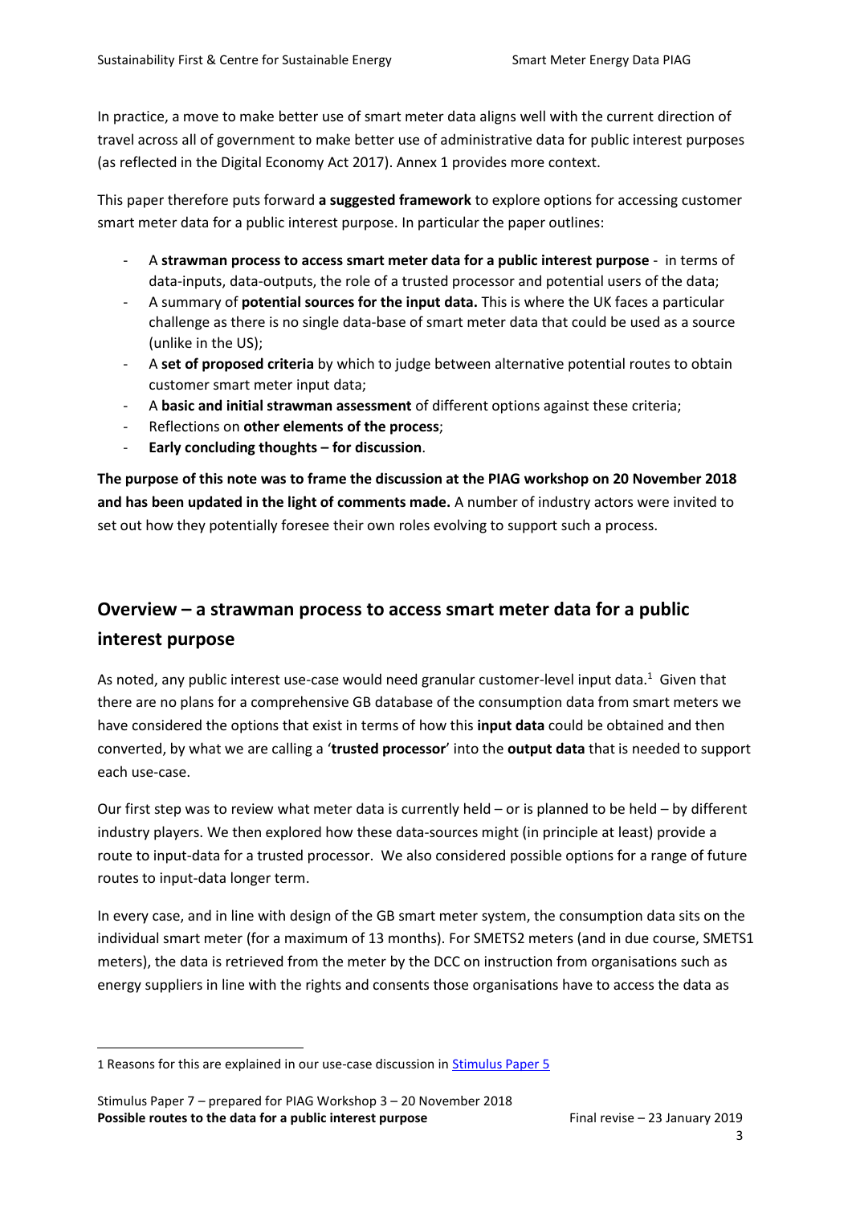In practice, a move to make better use of smart meter data aligns well with the current direction of travel across all of government to make better use of administrative data for public interest purposes (as reflected in the Digital Economy Act 2017). Annex 1 provides more context.

This paper therefore puts forward **a suggested framework** to explore options for accessing customer smart meter data for a public interest purpose. In particular the paper outlines:

- A **strawman process to access smart meter data for a public interest purpose** - in terms of data-inputs, data-outputs, the role of a trusted processor and potential users of the data;
- A summary of **potential sources for the input data.** This is where the UK faces a particular challenge as there is no single data-base of smart meter data that could be used as a source (unlike in the US);
- A **set of proposed criteria** by which to judge between alternative potential routes to obtain customer smart meter input data;
- A **basic and initial strawman assessment** of different options against these criteria;
- Reflections on **other elements of the process**;
- **Early concluding thoughts – for discussion**.

**The purpose of this note was to frame the discussion at the PIAG workshop on 20 November 2018 and has been updated in the light of comments made.** A number of industry actors were invited to set out how they potentially foresee their own roles evolving to support such a process.

## Overview – a strawman process to access smart meter data for a public interest purpose

As noted, any public interest use-case would need granular customer-level input data.[1] Given that there are no plans for a comprehensive GB database of the consumption data from smart meters we have considered the options that exist in terms of how this **input data** could be obtained and then converted, by what we are calling a '**trusted processor**' into the **output data** that is needed to support each use-case.

Our first step was to review what meter data is currently held – or is planned to be held – by different industry players. We then explored how these data-sources might (in principle at least) provide a route to input-data for a trusted processor. We also considered possible options for a range of future routes to input-data longer term.

In every case, and in line with design of the GB smart meter system, the consumption data sits on the individual smart meter (for a maximum of 13 months). For SMETS2 meters (and in due course, SMETS1 meters), the data is retrieved from the meter by the DCC on instruction from organisations such as energy suppliers in line with the rights and consents those organisations have to access the data as

1 Reasons for this are explained in our use-case discussion in Stimulus Paper 5

Stimulus Paper 7 – prepared for PIAG Workshop 3 – 20 November 2018
**Possible routes to the data for a public interest purpose** Final revise – 23 January 2019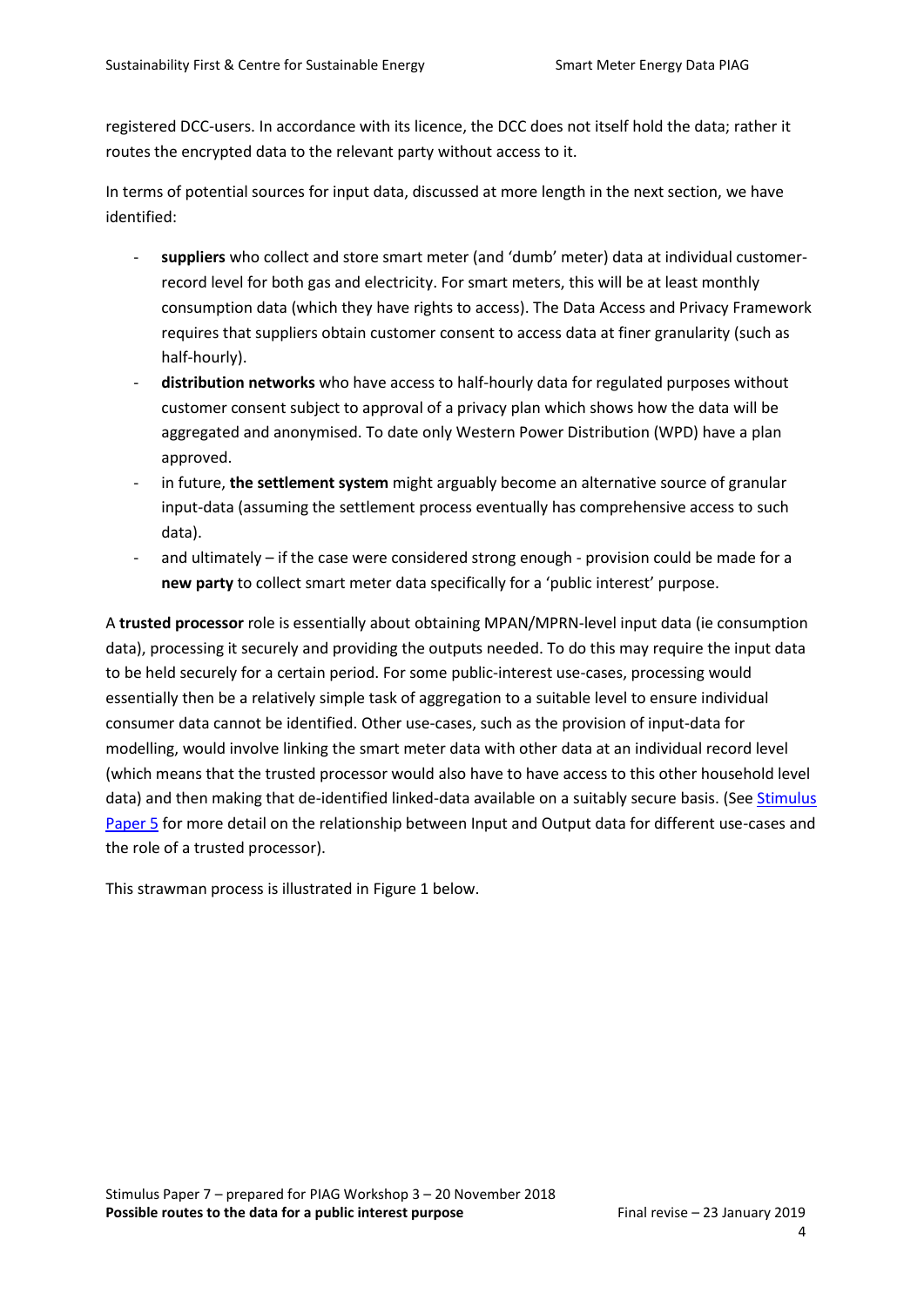registered DCC-users. In accordance with its licence, the DCC does not itself hold the data; rather it routes the encrypted data to the relevant party without access to it.

In terms of potential sources for input data, discussed at more length in the next section, we have identified:

- **suppliers** who collect and store smart meter (and 'dumb' meter) data at individual customer-record level for both gas and electricity. For smart meters, this will be at least monthly consumption data (which they have rights to access). The Data Access and Privacy Framework requires that suppliers obtain customer consent to access data at finer granularity (such as half-hourly).
- **distribution networks** who have access to half-hourly data for regulated purposes without customer consent subject to approval of a privacy plan which shows how the data will be aggregated and anonymised. To date only Western Power Distribution (WPD) have a plan approved.
- in future, **the settlement system** might arguably become an alternative source of granular input-data (assuming the settlement process eventually has comprehensive access to such data).
- and ultimately – if the case were considered strong enough - provision could be made for a **new party** to collect smart meter data specifically for a 'public interest' purpose.

A **trusted processor** role is essentially about obtaining MPAN/MPRN-level input data (ie consumption data), processing it securely and providing the outputs needed. To do this may require the input data to be held securely for a certain period. For some public-interest use-cases, processing would essentially then be a relatively simple task of aggregation to a suitable level to ensure individual consumer data cannot be identified. Other use-cases, such as the provision of input-data for modelling, would involve linking the smart meter data with other data at an individual record level (which means that the trusted processor would also have to have access to this other household level data) and then making that de-identified linked-data available on a suitably secure basis. (See Stimulus Paper 5 for more detail on the relationship between Input and Output data for different use-cases and the role of a trusted processor).

This strawman process is illustrated in Figure 1 below.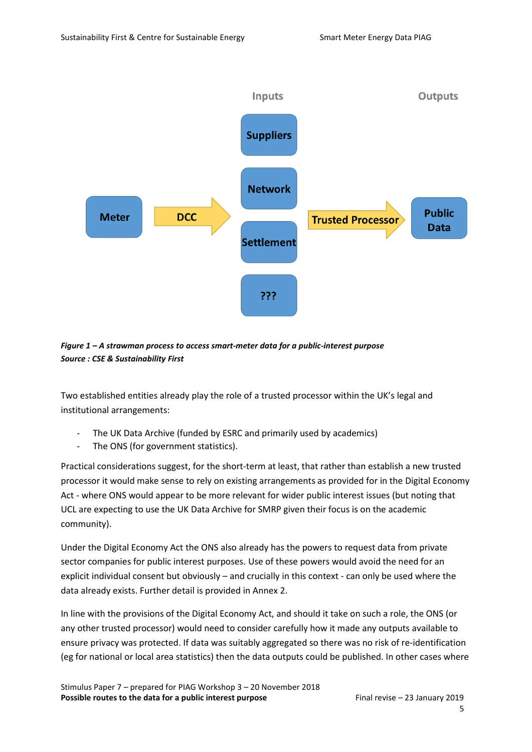Inputs

Outputs

Suppliers

Network

Meter

DCC

Settlement

Trusted Processor

Public Data

???

***Figure 1 – A strawman process to access smart-meter data for a public-interest purpose***
***Source : CSE & Sustainability First***

Two established entities already play the role of a trusted processor within the UK's legal and institutional arrangements:

- The UK Data Archive (funded by ESRC and primarily used by academics)
- The ONS (for government statistics).

Practical considerations suggest, for the short-term at least, that rather than establish a new trusted processor it would make sense to rely on existing arrangements as provided for in the Digital Economy Act - where ONS would appear to be more relevant for wider public interest issues (but noting that UCL are expecting to use the UK Data Archive for SMRP given their focus is on the academic community).

Under the Digital Economy Act the ONS also already has the powers to request data from private sector companies for public interest purposes. Use of these powers would avoid the need for an explicit individual consent but obviously – and crucially in this context - can only be used where the data already exists. Further detail is provided in Annex 2.

In line with the provisions of the Digital Economy Act, and should it take on such a role, the ONS (or any other trusted processor) would need to consider carefully how it made any outputs available to ensure privacy was protected. If data was suitably aggregated so there was no risk of re-identification (eg for national or local area statistics) then the data outputs could be published. In other cases where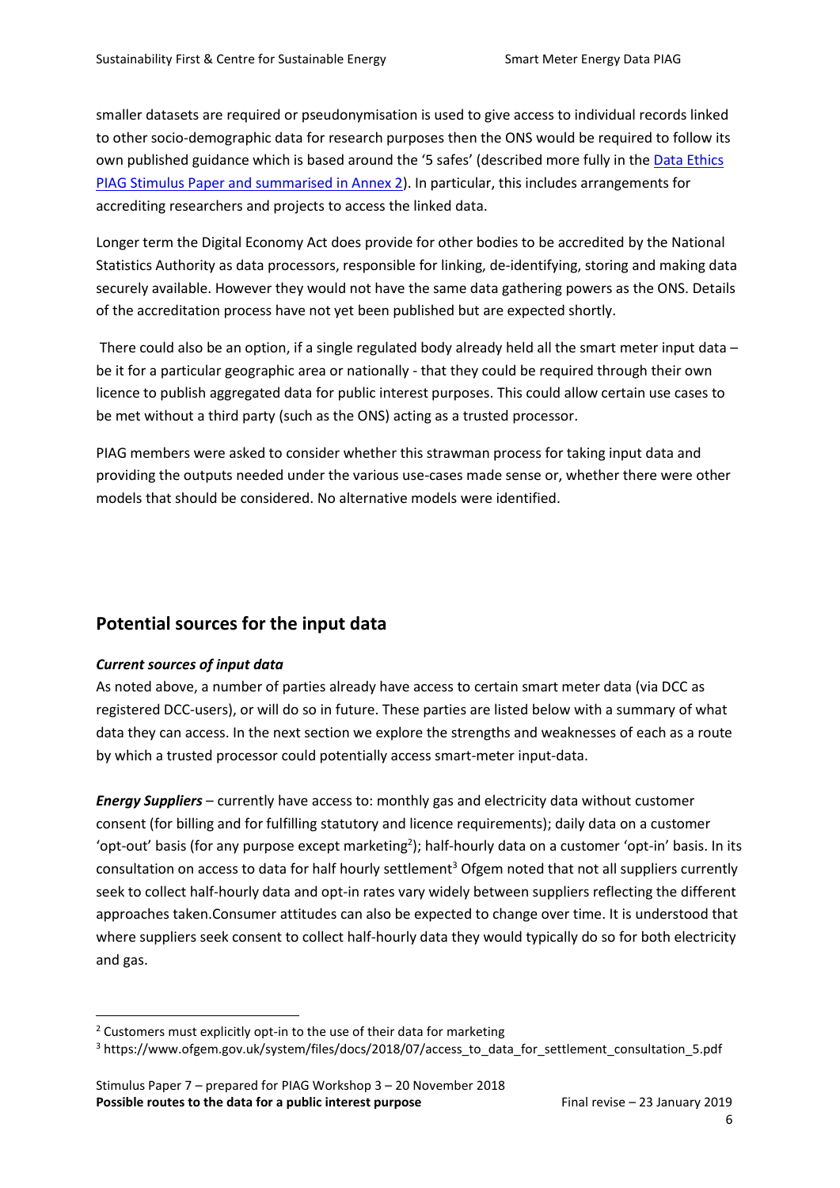smaller datasets are required or pseudonymisation is used to give access to individual records linked to other socio-demographic data for research purposes then the ONS would be required to follow its own published guidance which is based around the '5 safes' (described more fully in the Data Ethics PIAG Stimulus Paper and summarised in Annex 2). In particular, this includes arrangements for accrediting researchers and projects to access the linked data.

Longer term the Digital Economy Act does provide for other bodies to be accredited by the National Statistics Authority as data processors, responsible for linking, de-identifying, storing and making data securely available. However they would not have the same data gathering powers as the ONS. Details of the accreditation process have not yet been published but are expected shortly.

There could also be an option, if a single regulated body already held all the smart meter input data – be it for a particular geographic area or nationally - that they could be required through their own licence to publish aggregated data for public interest purposes. This could allow certain use cases to be met without a third party (such as the ONS) acting as a trusted processor.

PIAG members were asked to consider whether this strawman process for taking input data and providing the outputs needed under the various use-cases made sense or, whether there were other models that should be considered. No alternative models were identified.

## Potential sources for the input data

***Current sources of input data***

As noted above, a number of parties already have access to certain smart meter data (via DCC as registered DCC-users), or will do so in future. These parties are listed below with a summary of what data they can access. In the next section we explore the strengths and weaknesses of each as a route by which a trusted processor could potentially access smart-meter input-data.

***Energy Suppliers*** – currently have access to: monthly gas and electricity data without customer consent (for billing and for fulfilling statutory and licence requirements); daily data on a customer 'opt-out' basis (for any purpose except marketing[2]); half-hourly data on a customer 'opt-in' basis. In its consultation on access to data for half hourly settlement[3] Ofgem noted that not all suppliers currently seek to collect half-hourly data and opt-in rates vary widely between suppliers reflecting the different approaches taken.Consumer attitudes can also be expected to change over time. It is understood that where suppliers seek consent to collect half-hourly data they would typically do so for both electricity and gas.

---

[2] Customers must explicitly opt-in to the use of their data for marketing

[3] https://www.ofgem.gov.uk/system/files/docs/2018/07/access_to_data_for_settlement_consultation_5.pdf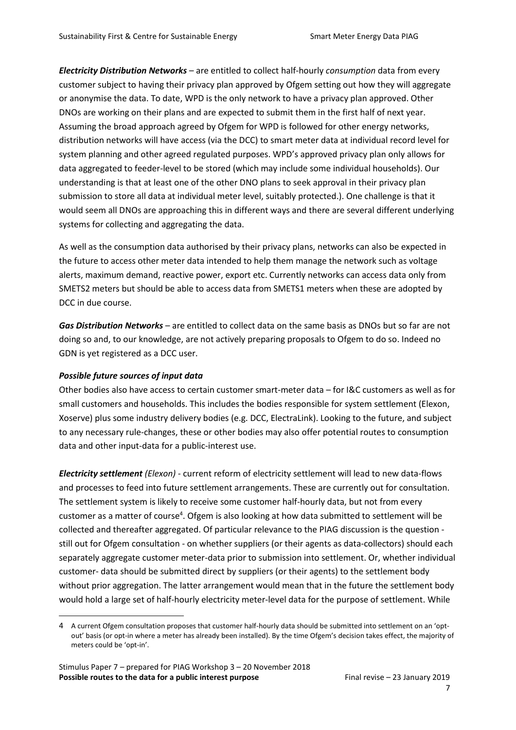***Electricity Distribution Networks*** – are entitled to collect half-hourly *consumption* data from every customer subject to having their privacy plan approved by Ofgem setting out how they will aggregate or anonymise the data. To date, WPD is the only network to have a privacy plan approved. Other DNOs are working on their plans and are expected to submit them in the first half of next year. Assuming the broad approach agreed by Ofgem for WPD is followed for other energy networks, distribution networks will have access (via the DCC) to smart meter data at individual record level for system planning and other agreed regulated purposes. WPD's approved privacy plan only allows for data aggregated to feeder-level to be stored (which may include some individual households). Our understanding is that at least one of the other DNO plans to seek approval in their privacy plan submission to store all data at individual meter level, suitably protected.). One challenge is that it would seem all DNOs are approaching this in different ways and there are several different underlying systems for collecting and aggregating the data.

As well as the consumption data authorised by their privacy plans, networks can also be expected in the future to access other meter data intended to help them manage the network such as voltage alerts, maximum demand, reactive power, export etc. Currently networks can access data only from SMETS2 meters but should be able to access data from SMETS1 meters when these are adopted by DCC in due course.

***Gas Distribution Networks*** – are entitled to collect data on the same basis as DNOs but so far are not doing so and, to our knowledge, are not actively preparing proposals to Ofgem to do so. Indeed no GDN is yet registered as a DCC user.

***Possible future sources of input data***

Other bodies also have access to certain customer smart-meter data – for I&C customers as well as for small customers and households. This includes the bodies responsible for system settlement (Elexon, Xoserve) plus some industry delivery bodies (e.g. DCC, ElectraLink). Looking to the future, and subject to any necessary rule-changes, these or other bodies may also offer potential routes to consumption data and other input-data for a public-interest use.

***Electricity settlement*** *(Elexon)* - current reform of electricity settlement will lead to new data-flows and processes to feed into future settlement arrangements. These are currently out for consultation. The settlement system is likely to receive some customer half-hourly data, but not from every customer as a matter of course[4]. Ofgem is also looking at how data submitted to settlement will be collected and thereafter aggregated. Of particular relevance to the PIAG discussion is the question - still out for Ofgem consultation - on whether suppliers (or their agents as data-collectors) should each separately aggregate customer meter-data prior to submission into settlement. Or, whether individual customer- data should be submitted direct by suppliers (or their agents) to the settlement body without prior aggregation. The latter arrangement would mean that in the future the settlement body would hold a large set of half-hourly electricity meter-level data for the purpose of settlement. While

---

4 A current Ofgem consultation proposes that customer half-hourly data should be submitted into settlement on an 'opt-out' basis (or opt-in where a meter has already been installed). By the time Ofgem's decision takes effect, the majority of meters could be 'opt-in'.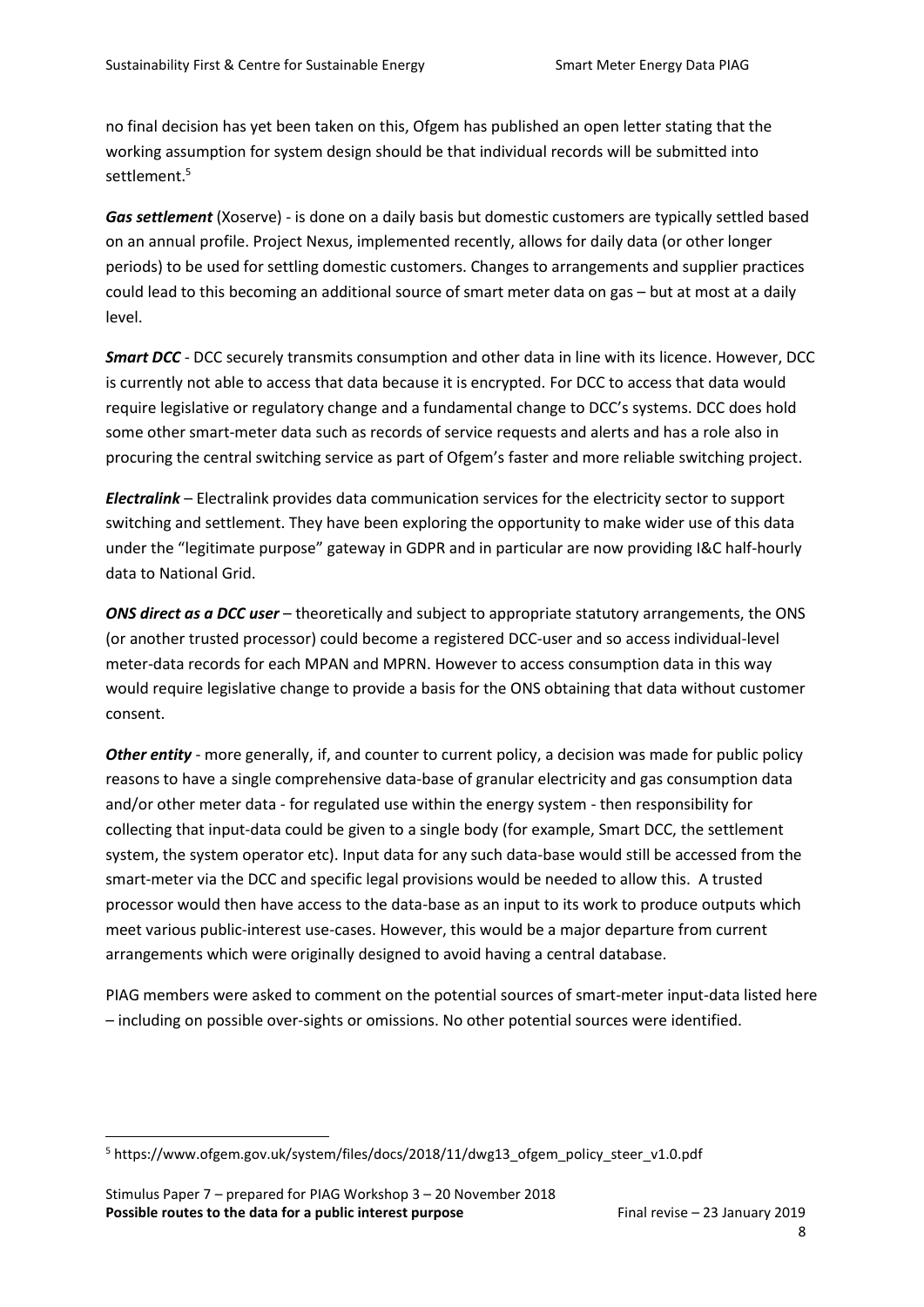no final decision has yet been taken on this, Ofgem has published an open letter stating that the working assumption for system design should be that individual records will be submitted into settlement.[5]

***Gas settlement*** (Xoserve) - is done on a daily basis but domestic customers are typically settled based on an annual profile. Project Nexus, implemented recently, allows for daily data (or other longer periods) to be used for settling domestic customers. Changes to arrangements and supplier practices could lead to this becoming an additional source of smart meter data on gas – but at most at a daily level.

***Smart DCC*** - DCC securely transmits consumption and other data in line with its licence. However, DCC is currently not able to access that data because it is encrypted. For DCC to access that data would require legislative or regulatory change and a fundamental change to DCC's systems. DCC does hold some other smart-meter data such as records of service requests and alerts and has a role also in procuring the central switching service as part of Ofgem's faster and more reliable switching project.

***Electralink*** – Electralink provides data communication services for the electricity sector to support switching and settlement. They have been exploring the opportunity to make wider use of this data under the "legitimate purpose" gateway in GDPR and in particular are now providing I&C half-hourly data to National Grid.

***ONS direct as a DCC user*** – theoretically and subject to appropriate statutory arrangements, the ONS (or another trusted processor) could become a registered DCC-user and so access individual-level meter-data records for each MPAN and MPRN. However to access consumption data in this way would require legislative change to provide a basis for the ONS obtaining that data without customer consent.

***Other entity*** - more generally, if, and counter to current policy, a decision was made for public policy reasons to have a single comprehensive data-base of granular electricity and gas consumption data and/or other meter data - for regulated use within the energy system - then responsibility for collecting that input-data could be given to a single body (for example, Smart DCC, the settlement system, the system operator etc). Input data for any such data-base would still be accessed from the smart-meter via the DCC and specific legal provisions would be needed to allow this. A trusted processor would then have access to the data-base as an input to its work to produce outputs which meet various public-interest use-cases. However, this would be a major departure from current arrangements which were originally designed to avoid having a central database.

PIAG members were asked to comment on the potential sources of smart-meter input-data listed here – including on possible over-sights or omissions. No other potential sources were identified.

[5] https://www.ofgem.gov.uk/system/files/docs/2018/11/dwg13_ofgem_policy_steer_v1.0.pdf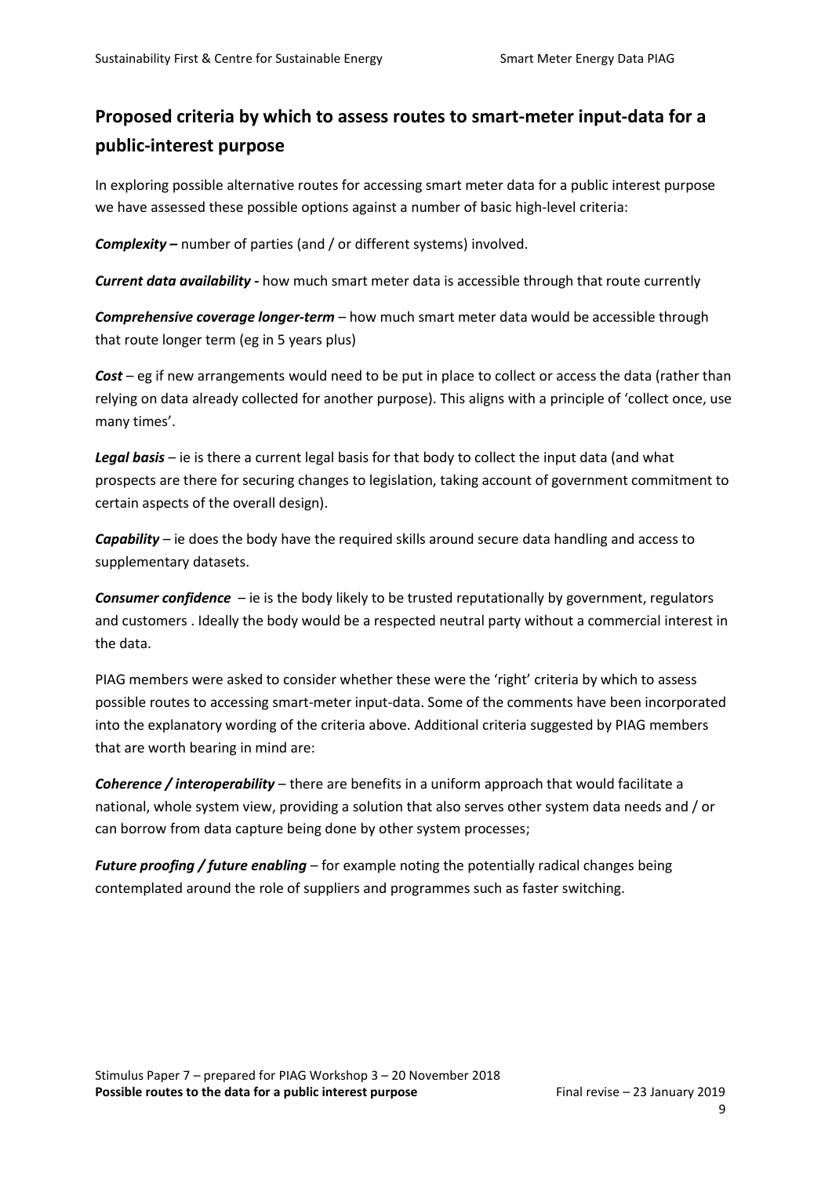## Proposed criteria by which to assess routes to smart-meter input-data for a public-interest purpose

In exploring possible alternative routes for accessing smart meter data for a public interest purpose we have assessed these possible options against a number of basic high-level criteria:

***Complexity –*** number of parties (and / or different systems) involved.

***Current data availability -*** how much smart meter data is accessible through that route currently

***Comprehensive coverage longer-term*** – how much smart meter data would be accessible through that route longer term (eg in 5 years plus)

***Cost*** – eg if new arrangements would need to be put in place to collect or access the data (rather than relying on data already collected for another purpose). This aligns with a principle of 'collect once, use many times'.

***Legal basis*** – ie is there a current legal basis for that body to collect the input data (and what prospects are there for securing changes to legislation, taking account of government commitment to certain aspects of the overall design).

***Capability*** – ie does the body have the required skills around secure data handling and access to supplementary datasets.

***Consumer confidence*** – ie is the body likely to be trusted reputationally by government, regulators and customers . Ideally the body would be a respected neutral party without a commercial interest in the data.

PIAG members were asked to consider whether these were the 'right' criteria by which to assess possible routes to accessing smart-meter input-data. Some of the comments have been incorporated into the explanatory wording of the criteria above. Additional criteria suggested by PIAG members that are worth bearing in mind are:

***Coherence / interoperability*** – there are benefits in a uniform approach that would facilitate a national, whole system view, providing a solution that also serves other system data needs and / or can borrow from data capture being done by other system processes;

***Future proofing / future enabling*** – for example noting the potentially radical changes being contemplated around the role of suppliers and programmes such as faster switching.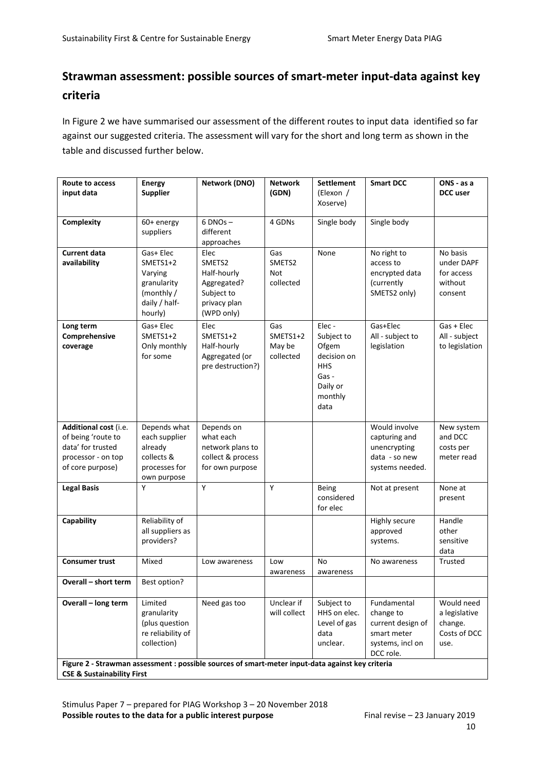## Strawman assessment: possible sources of smart-meter input-data against key criteria

In Figure 2 we have summarised our assessment of the different routes to input data identified so far against our suggested criteria. The assessment will vary for the short and long term as shown in the table and discussed further below.

| Route to access input data | Energy Supplier | Network (DNO) | Network (GDN) | Settlement (Elexon / Xoserve) | Smart DCC | ONS - as a DCC user |
|---|---|---|---|---|---|---|
| **Complexity** | 60+ energy suppliers | 6 DNOs – different approaches | 4 GDNs | Single body | Single body | |
| **Current data availability** | Gas+ Elec SMETS1+2 Varying granularity (monthly / daily / half-hourly) | Elec SMETS2 Half-hourly Aggregated? Subject to privacy plan (WPD only) | Gas SMETS2 Not collected | None | No right to access to encrypted data (currently SMETS2 only) | No basis under DAPF for access without consent |
| **Long term Comprehensive coverage** | Gas+ Elec SMETS1+2 Only monthly for some | Elec SMETS1+2 Half-hourly Aggregated (or pre destruction?) | Gas SMETS1+2 May be collected | Elec - Subject to Ofgem decision on HHS Gas - Daily or monthly data | Gas+Elec All - subject to legislation | Gas + Elec All - subject to legislation |
| **Additional cost** (i.e. of being 'route to data' for trusted processor - on top of core purpose) | Depends what each supplier already collects & processes for own purpose | Depends on what each network plans to collect & process for own purpose | | | Would involve capturing and unencrypting data - so new systems needed. | New system and DCC costs per meter read |
| **Legal Basis** | Y | Y | Y | Being considered for elec | Not at present | None at present |
| **Capability** | Reliability of all suppliers as providers? | | | | Highly secure approved systems. | Handle other sensitive data |
| **Consumer trust** | Mixed | Low awareness | Low awareness | No awareness | No awareness | Trusted |
| **Overall – short term** | Best option? | | | | | |
| **Overall – long term** | Limited granularity (plus question re reliability of collection) | Need gas too | Unclear if will collect | Subject to HHS on elec. Level of gas data unclear. | Fundamental change to current design of smart meter systems, incl on DCC role. | Would need a legislative change. Costs of DCC use. |

**Figure 2 - Strawman assessment : possible sources of smart-meter input-data against key criteria**
**CSE & Sustainability First**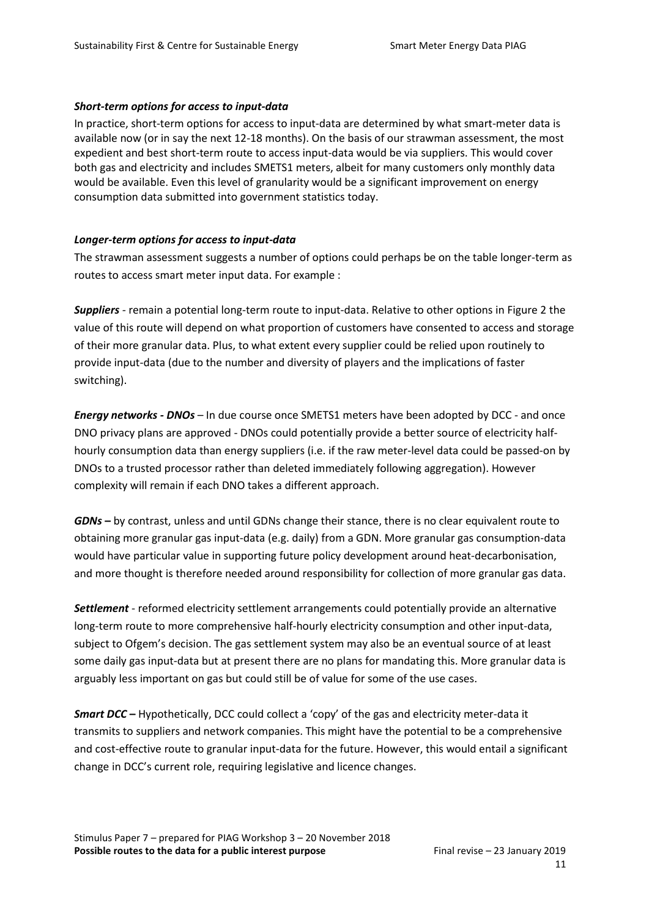### *Short-term options for access to input-data*

In practice, short-term options for access to input-data are determined by what smart-meter data is available now (or in say the next 12-18 months). On the basis of our strawman assessment, the most expedient and best short-term route to access input-data would be via suppliers. This would cover both gas and electricity and includes SMETS1 meters, albeit for many customers only monthly data would be available. Even this level of granularity would be a significant improvement on energy consumption data submitted into government statistics today.

### *Longer-term options for access to input-data*

The strawman assessment suggests a number of options could perhaps be on the table longer-term as routes to access smart meter input data. For example :

***Suppliers*** - remain a potential long-term route to input-data. Relative to other options in Figure 2 the value of this route will depend on what proportion of customers have consented to access and storage of their more granular data. Plus, to what extent every supplier could be relied upon routinely to provide input-data (due to the number and diversity of players and the implications of faster switching).

***Energy networks - DNOs*** – In due course once SMETS1 meters have been adopted by DCC - and once DNO privacy plans are approved - DNOs could potentially provide a better source of electricity half-hourly consumption data than energy suppliers (i.e. if the raw meter-level data could be passed-on by DNOs to a trusted processor rather than deleted immediately following aggregation). However complexity will remain if each DNO takes a different approach.

***GDNs –*** by contrast, unless and until GDNs change their stance, there is no clear equivalent route to obtaining more granular gas input-data (e.g. daily) from a GDN. More granular gas consumption-data would have particular value in supporting future policy development around heat-decarbonisation, and more thought is therefore needed around responsibility for collection of more granular gas data.

***Settlement*** - reformed electricity settlement arrangements could potentially provide an alternative long-term route to more comprehensive half-hourly electricity consumption and other input-data, subject to Ofgem's decision. The gas settlement system may also be an eventual source of at least some daily gas input-data but at present there are no plans for mandating this. More granular data is arguably less important on gas but could still be of value for some of the use cases.

***Smart DCC –*** Hypothetically, DCC could collect a 'copy' of the gas and electricity meter-data it transmits to suppliers and network companies. This might have the potential to be a comprehensive and cost-effective route to granular input-data for the future. However, this would entail a significant change in DCC's current role, requiring legislative and licence changes.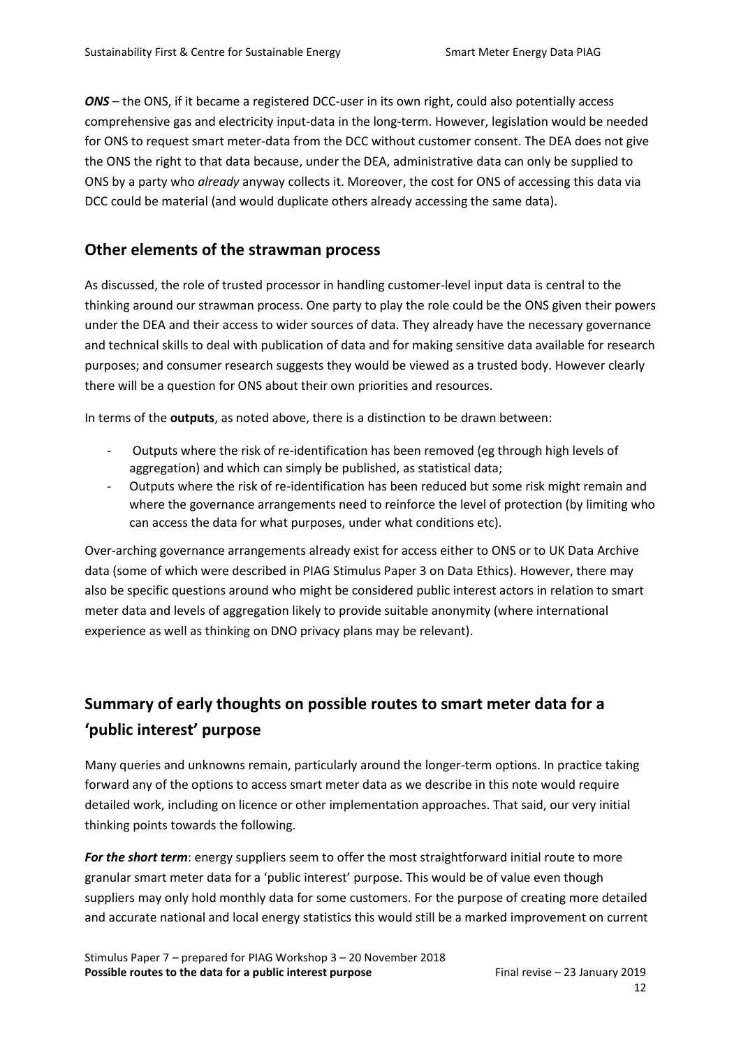***ONS*** – the ONS, if it became a registered DCC-user in its own right, could also potentially access comprehensive gas and electricity input-data in the long-term. However, legislation would be needed for ONS to request smart meter-data from the DCC without customer consent. The DEA does not give the ONS the right to that data because, under the DEA, administrative data can only be supplied to ONS by a party who *already* anyway collects it. Moreover, the cost for ONS of accessing this data via DCC could be material (and would duplicate others already accessing the same data).

## Other elements of the strawman process

As discussed, the role of trusted processor in handling customer-level input data is central to the thinking around our strawman process. One party to play the role could be the ONS given their powers under the DEA and their access to wider sources of data. They already have the necessary governance and technical skills to deal with publication of data and for making sensitive data available for research purposes; and consumer research suggests they would be viewed as a trusted body. However clearly there will be a question for ONS about their own priorities and resources.

In terms of the **outputs**, as noted above, there is a distinction to be drawn between:

- Outputs where the risk of re-identification has been removed (eg through high levels of aggregation) and which can simply be published, as statistical data;
- Outputs where the risk of re-identification has been reduced but some risk might remain and where the governance arrangements need to reinforce the level of protection (by limiting who can access the data for what purposes, under what conditions etc).

Over-arching governance arrangements already exist for access either to ONS or to UK Data Archive data (some of which were described in PIAG Stimulus Paper 3 on Data Ethics). However, there may also be specific questions around who might be considered public interest actors in relation to smart meter data and levels of aggregation likely to provide suitable anonymity (where international experience as well as thinking on DNO privacy plans may be relevant).

## Summary of early thoughts on possible routes to smart meter data for a 'public interest' purpose

Many queries and unknowns remain, particularly around the longer-term options. In practice taking forward any of the options to access smart meter data as we describe in this note would require detailed work, including on licence or other implementation approaches. That said, our very initial thinking points towards the following.

***For the short term***: energy suppliers seem to offer the most straightforward initial route to more granular smart meter data for a 'public interest' purpose. This would be of value even though suppliers may only hold monthly data for some customers. For the purpose of creating more detailed and accurate national and local energy statistics this would still be a marked improvement on current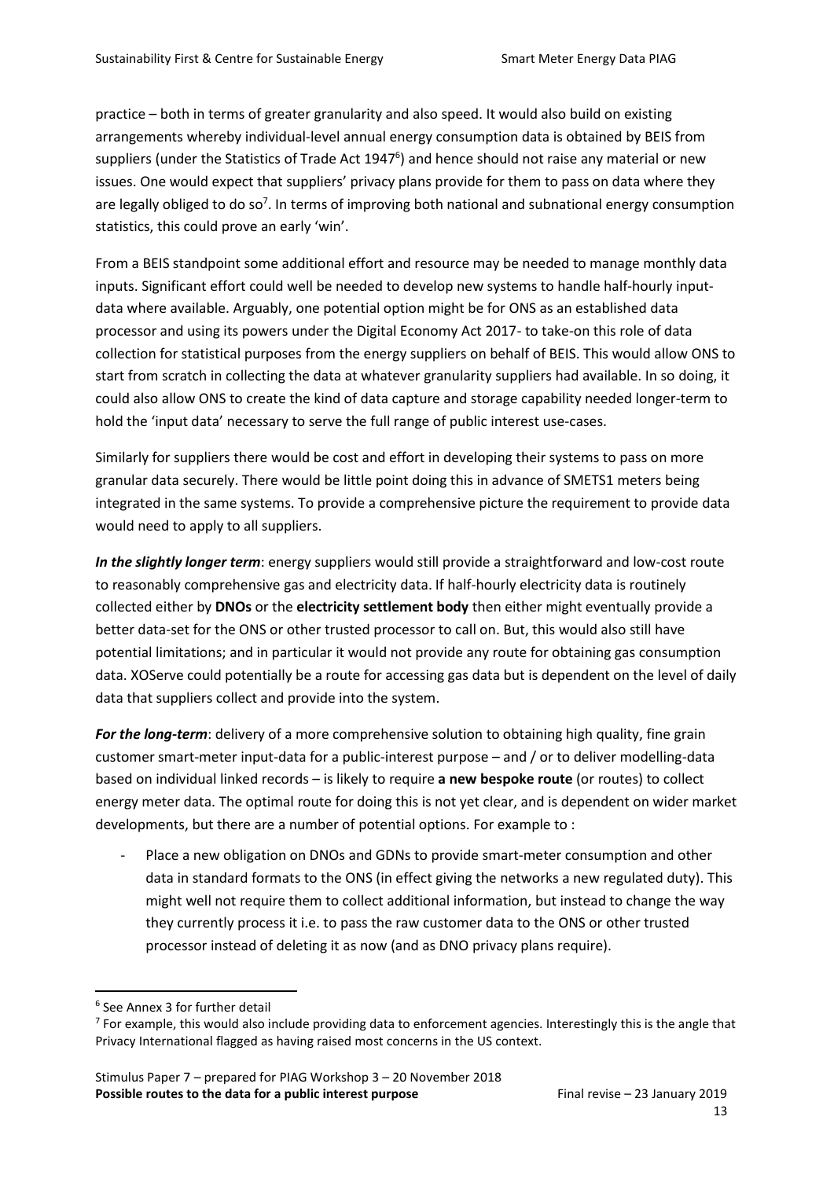practice – both in terms of greater granularity and also speed. It would also build on existing arrangements whereby individual-level annual energy consumption data is obtained by BEIS from suppliers (under the Statistics of Trade Act 1947[6]) and hence should not raise any material or new issues. One would expect that suppliers' privacy plans provide for them to pass on data where they are legally obliged to do so[7]. In terms of improving both national and subnational energy consumption statistics, this could prove an early 'win'.

From a BEIS standpoint some additional effort and resource may be needed to manage monthly data inputs. Significant effort could well be needed to develop new systems to handle half-hourly input-data where available. Arguably, one potential option might be for ONS as an established data processor and using its powers under the Digital Economy Act 2017- to take-on this role of data collection for statistical purposes from the energy suppliers on behalf of BEIS. This would allow ONS to start from scratch in collecting the data at whatever granularity suppliers had available. In so doing, it could also allow ONS to create the kind of data capture and storage capability needed longer-term to hold the 'input data' necessary to serve the full range of public interest use-cases.

Similarly for suppliers there would be cost and effort in developing their systems to pass on more granular data securely. There would be little point doing this in advance of SMETS1 meters being integrated in the same systems. To provide a comprehensive picture the requirement to provide data would need to apply to all suppliers.

***In the slightly longer term***: energy suppliers would still provide a straightforward and low-cost route to reasonably comprehensive gas and electricity data. If half-hourly electricity data is routinely collected either by **DNOs** or the **electricity settlement body** then either might eventually provide a better data-set for the ONS or other trusted processor to call on. But, this would also still have potential limitations; and in particular it would not provide any route for obtaining gas consumption data. XOServe could potentially be a route for accessing gas data but is dependent on the level of daily data that suppliers collect and provide into the system.

***For the long-term***: delivery of a more comprehensive solution to obtaining high quality, fine grain customer smart-meter input-data for a public-interest purpose – and / or to deliver modelling-data based on individual linked records – is likely to require **a new bespoke route** (or routes) to collect energy meter data. The optimal route for doing this is not yet clear, and is dependent on wider market developments, but there are a number of potential options. For example to :

- Place a new obligation on DNOs and GDNs to provide smart-meter consumption and other data in standard formats to the ONS (in effect giving the networks a new regulated duty). This might well not require them to collect additional information, but instead to change the way they currently process it i.e. to pass the raw customer data to the ONS or other trusted processor instead of deleting it as now (and as DNO privacy plans require).

---

[6] See Annex 3 for further detail

[7] For example, this would also include providing data to enforcement agencies. Interestingly this is the angle that Privacy International flagged as having raised most concerns in the US context.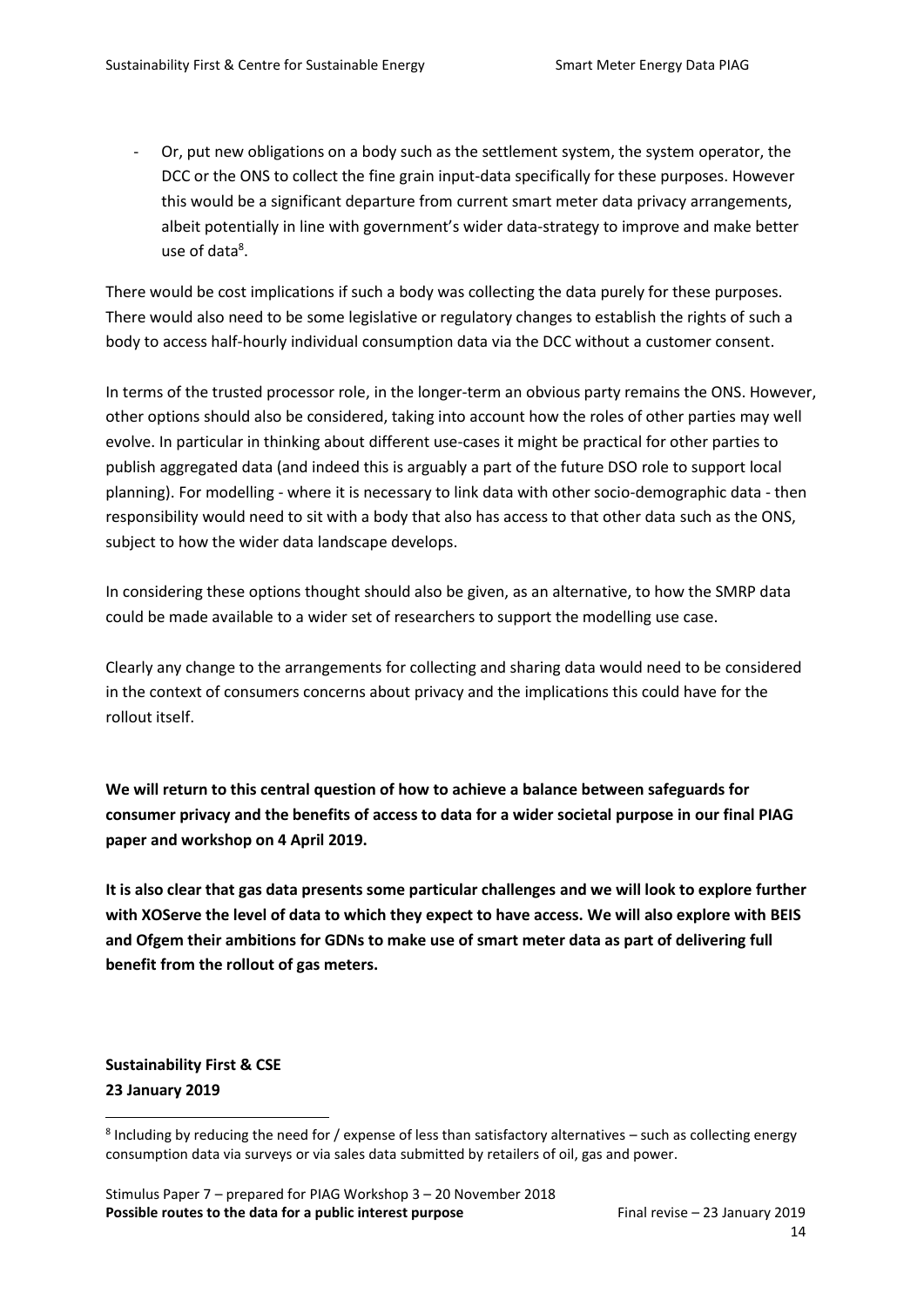- Or, put new obligations on a body such as the settlement system, the system operator, the DCC or the ONS to collect the fine grain input-data specifically for these purposes. However this would be a significant departure from current smart meter data privacy arrangements, albeit potentially in line with government's wider data-strategy to improve and make better use of data[8].

There would be cost implications if such a body was collecting the data purely for these purposes. There would also need to be some legislative or regulatory changes to establish the rights of such a body to access half-hourly individual consumption data via the DCC without a customer consent.

In terms of the trusted processor role, in the longer-term an obvious party remains the ONS. However, other options should also be considered, taking into account how the roles of other parties may well evolve. In particular in thinking about different use-cases it might be practical for other parties to publish aggregated data (and indeed this is arguably a part of the future DSO role to support local planning). For modelling - where it is necessary to link data with other socio-demographic data - then responsibility would need to sit with a body that also has access to that other data such as the ONS, subject to how the wider data landscape develops.

In considering these options thought should also be given, as an alternative, to how the SMRP data could be made available to a wider set of researchers to support the modelling use case.

Clearly any change to the arrangements for collecting and sharing data would need to be considered in the context of consumers concerns about privacy and the implications this could have for the rollout itself.

**We will return to this central question of how to achieve a balance between safeguards for consumer privacy and the benefits of access to data for a wider societal purpose in our final PIAG paper and workshop on 4 April 2019.**

**It is also clear that gas data presents some particular challenges and we will look to explore further with XOServe the level of data to which they expect to have access. We will also explore with BEIS and Ofgem their ambitions for GDNs to make use of smart meter data as part of delivering full benefit from the rollout of gas meters.**

**Sustainability First & CSE**
**23 January 2019**

[8] Including by reducing the need for / expense of less than satisfactory alternatives – such as collecting energy consumption data via surveys or via sales data submitted by retailers of oil, gas and power.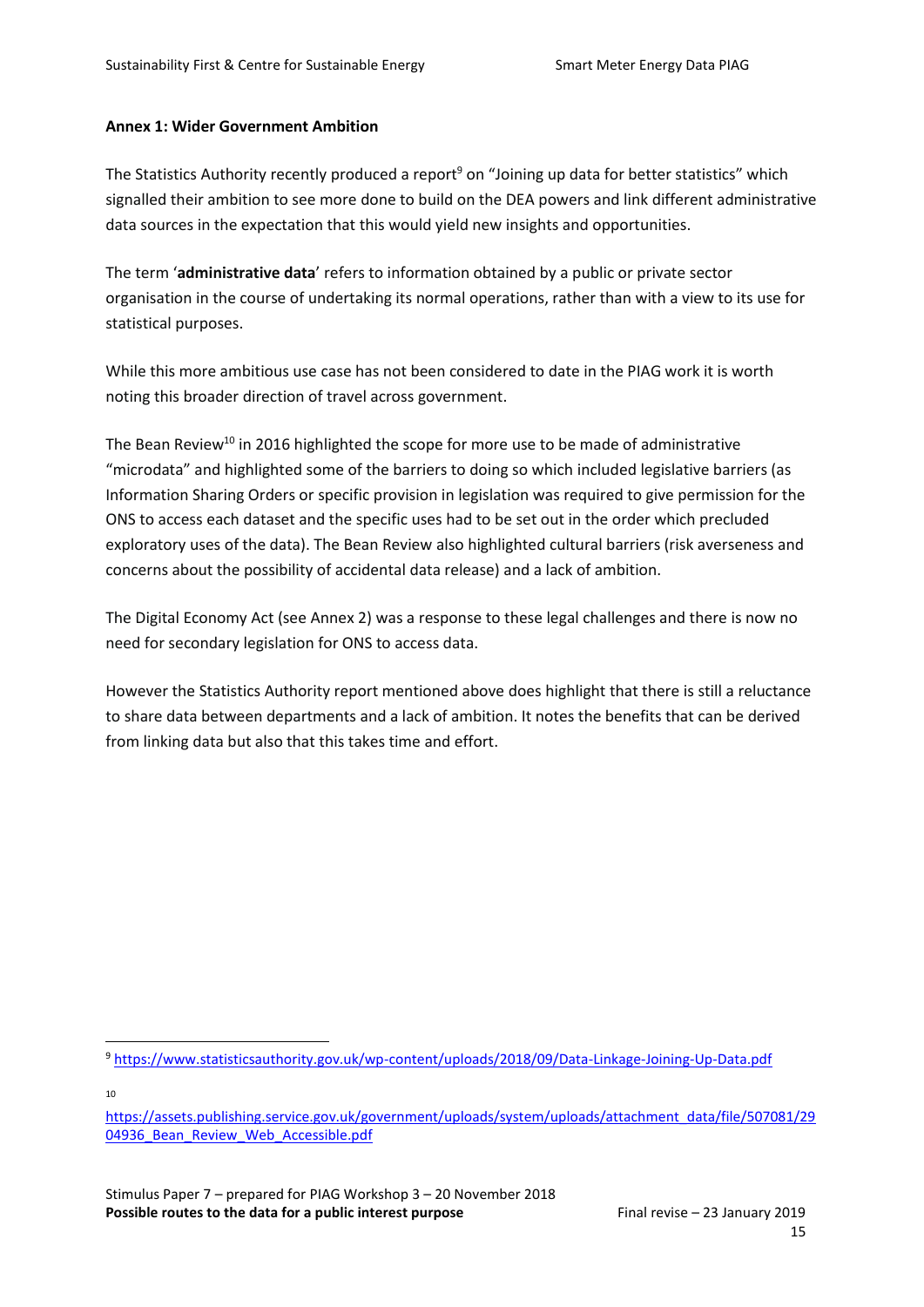**Annex 1: Wider Government Ambition**

The Statistics Authority recently produced a report[9] on "Joining up data for better statistics" which signalled their ambition to see more done to build on the DEA powers and link different administrative data sources in the expectation that this would yield new insights and opportunities.

The term '**administrative data**' refers to information obtained by a public or private sector organisation in the course of undertaking its normal operations, rather than with a view to its use for statistical purposes.

While this more ambitious use case has not been considered to date in the PIAG work it is worth noting this broader direction of travel across government.

The Bean Review[10] in 2016 highlighted the scope for more use to be made of administrative "microdata" and highlighted some of the barriers to doing so which included legislative barriers (as Information Sharing Orders or specific provision in legislation was required to give permission for the ONS to access each dataset and the specific uses had to be set out in the order which precluded exploratory uses of the data). The Bean Review also highlighted cultural barriers (risk averseness and concerns about the possibility of accidental data release) and a lack of ambition.

The Digital Economy Act (see Annex 2) was a response to these legal challenges and there is now no need for secondary legislation for ONS to access data.

However the Statistics Authority report mentioned above does highlight that there is still a reluctance to share data between departments and a lack of ambition. It notes the benefits that can be derived from linking data but also that this takes time and effort.

---

[9] https://www.statisticsauthority.gov.uk/wp-content/uploads/2018/09/Data-Linkage-Joining-Up-Data.pdf

[10] https://assets.publishing.service.gov.uk/government/uploads/system/uploads/attachment_data/file/507081/2904936_Bean_Review_Web_Accessible.pdf

Stimulus Paper 7 – prepared for PIAG Workshop 3 – 20 November 2018
**Possible routes to the data for a public interest purpose** Final revise – 23 January 2019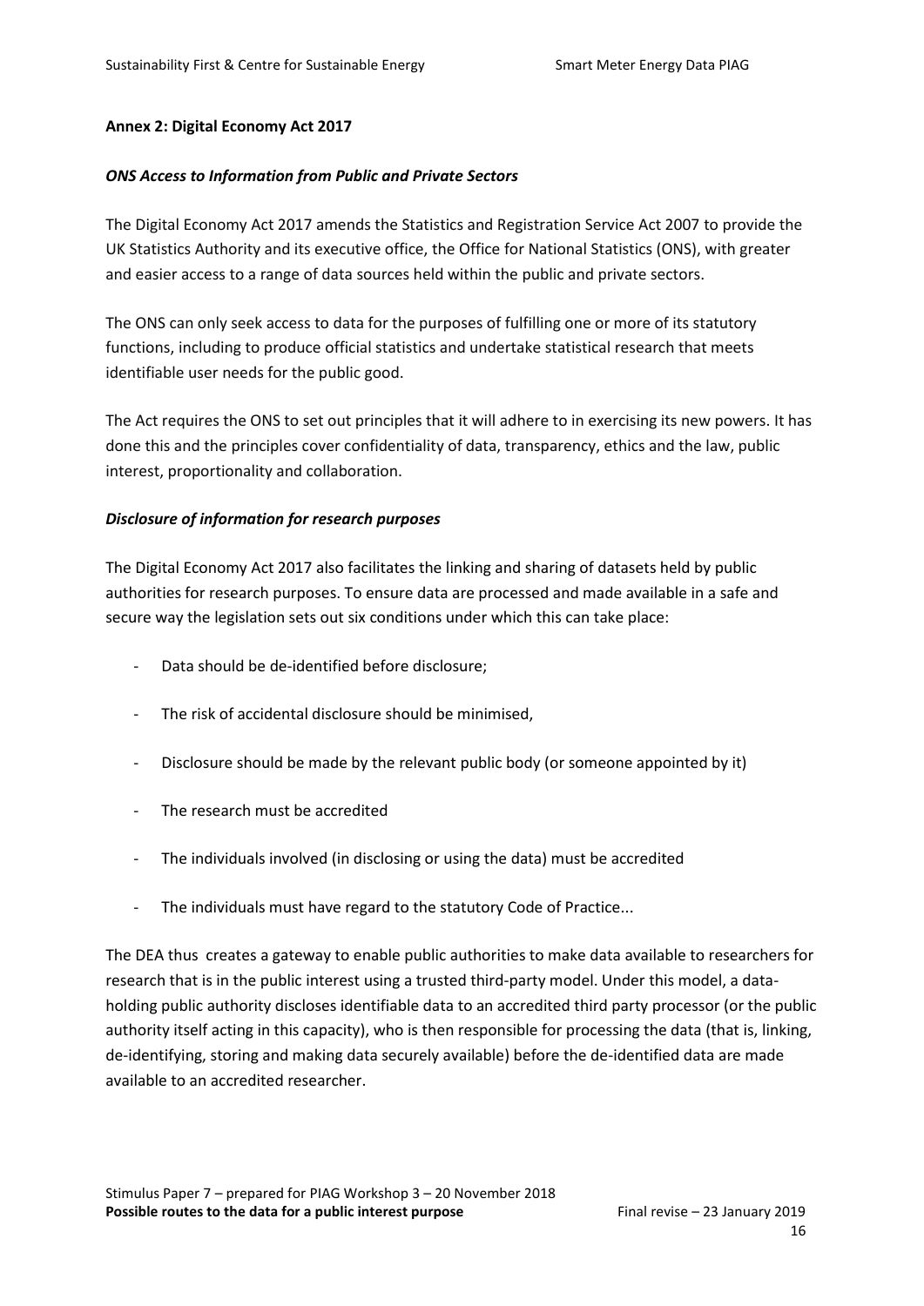**Annex 2: Digital Economy Act 2017**

***ONS Access to Information from Public and Private Sectors***

The Digital Economy Act 2017 amends the Statistics and Registration Service Act 2007 to provide the UK Statistics Authority and its executive office, the Office for National Statistics (ONS), with greater and easier access to a range of data sources held within the public and private sectors.

The ONS can only seek access to data for the purposes of fulfilling one or more of its statutory functions, including to produce official statistics and undertake statistical research that meets identifiable user needs for the public good.

The Act requires the ONS to set out principles that it will adhere to in exercising its new powers. It has done this and the principles cover confidentiality of data, transparency, ethics and the law, public interest, proportionality and collaboration.

***Disclosure of information for research purposes***

The Digital Economy Act 2017 also facilitates the linking and sharing of datasets held by public authorities for research purposes. To ensure data are processed and made available in a safe and secure way the legislation sets out six conditions under which this can take place:

- Data should be de-identified before disclosure;
- The risk of accidental disclosure should be minimised,
- Disclosure should be made by the relevant public body (or someone appointed by it)
- The research must be accredited
- The individuals involved (in disclosing or using the data) must be accredited
- The individuals must have regard to the statutory Code of Practice...

The DEA thus creates a gateway to enable public authorities to make data available to researchers for research that is in the public interest using a trusted third-party model. Under this model, a data-holding public authority discloses identifiable data to an accredited third party processor (or the public authority itself acting in this capacity), who is then responsible for processing the data (that is, linking, de-identifying, storing and making data securely available) before the de-identified data are made available to an accredited researcher.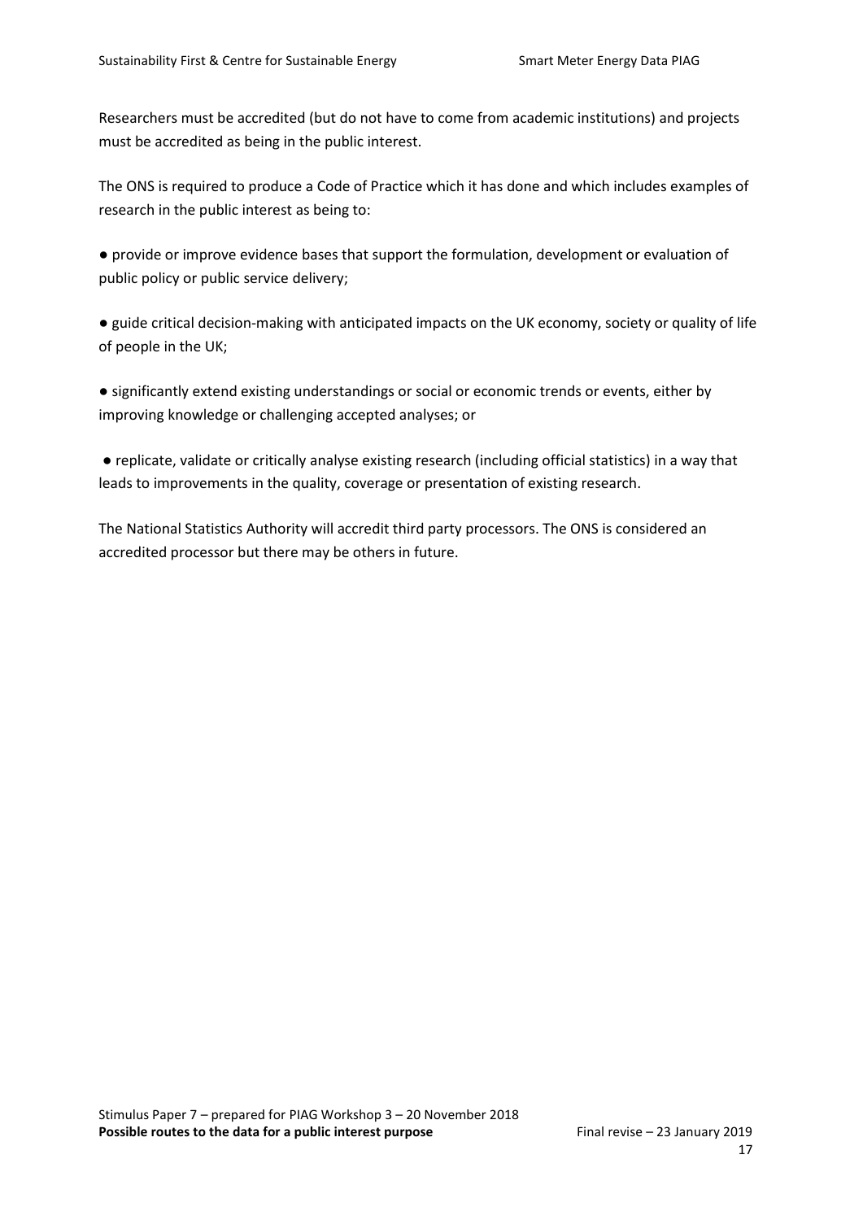Researchers must be accredited (but do not have to come from academic institutions) and projects must be accredited as being in the public interest.

The ONS is required to produce a Code of Practice which it has done and which includes examples of research in the public interest as being to:

- provide or improve evidence bases that support the formulation, development or evaluation of public policy or public service delivery;
- guide critical decision-making with anticipated impacts on the UK economy, society or quality of life of people in the UK;
- significantly extend existing understandings or social or economic trends or events, either by improving knowledge or challenging accepted analyses; or
- replicate, validate or critically analyse existing research (including official statistics) in a way that leads to improvements in the quality, coverage or presentation of existing research.

The National Statistics Authority will accredit third party processors. The ONS is considered an accredited processor but there may be others in future.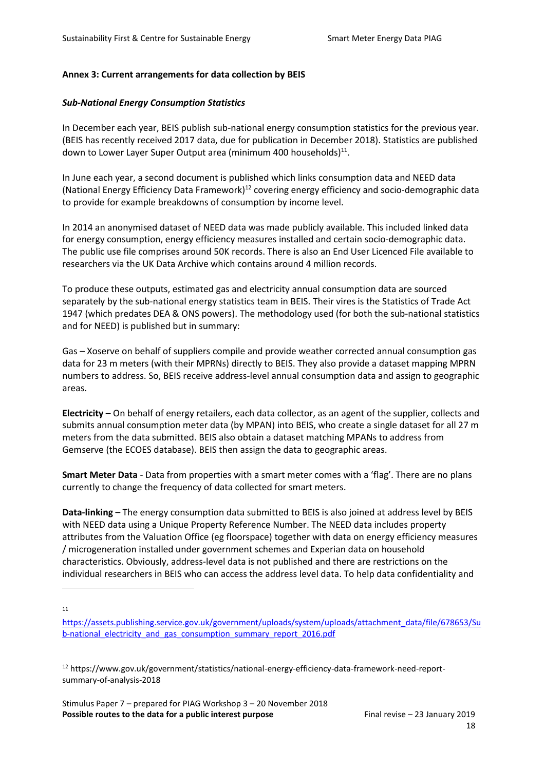**Annex 3: Current arrangements for data collection by BEIS**

***Sub-National Energy Consumption Statistics***

In December each year, BEIS publish sub-national energy consumption statistics for the previous year. (BEIS has recently received 2017 data, due for publication in December 2018). Statistics are published down to Lower Layer Super Output area (minimum 400 households)[11].

In June each year, a second document is published which links consumption data and NEED data (National Energy Efficiency Data Framework)[12] covering energy efficiency and socio-demographic data to provide for example breakdowns of consumption by income level.

In 2014 an anonymised dataset of NEED data was made publicly available. This included linked data for energy consumption, energy efficiency measures installed and certain socio-demographic data. The public use file comprises around 50K records. There is also an End User Licenced File available to researchers via the UK Data Archive which contains around 4 million records.

To produce these outputs, estimated gas and electricity annual consumption data are sourced separately by the sub-national energy statistics team in BEIS. Their vires is the Statistics of Trade Act 1947 (which predates DEA & ONS powers). The methodology used (for both the sub-national statistics and for NEED) is published but in summary:

Gas – Xoserve on behalf of suppliers compile and provide weather corrected annual consumption gas data for 23 m meters (with their MPRNs) directly to BEIS. They also provide a dataset mapping MPRN numbers to address. So, BEIS receive address-level annual consumption data and assign to geographic areas.

**Electricity** – On behalf of energy retailers, each data collector, as an agent of the supplier, collects and submits annual consumption meter data (by MPAN) into BEIS, who create a single dataset for all 27 m meters from the data submitted. BEIS also obtain a dataset matching MPANs to address from Gemserve (the ECOES database). BEIS then assign the data to geographic areas.

**Smart Meter Data** - Data from properties with a smart meter comes with a 'flag'. There are no plans currently to change the frequency of data collected for smart meters.

**Data-linking** – The energy consumption data submitted to BEIS is also joined at address level by BEIS with NEED data using a Unique Property Reference Number. The NEED data includes property attributes from the Valuation Office (eg floorspace) together with data on energy efficiency measures / microgeneration installed under government schemes and Experian data on household characteristics. Obviously, address-level data is not published and there are restrictions on the individual researchers in BEIS who can access the address level data. To help data confidentiality and

---

[11] https://assets.publishing.service.gov.uk/government/uploads/system/uploads/attachment_data/file/678653/Sub-national_electricity_and_gas_consumption_summary_report_2016.pdf

[12] https://www.gov.uk/government/statistics/national-energy-efficiency-data-framework-need-report-summary-of-analysis-2018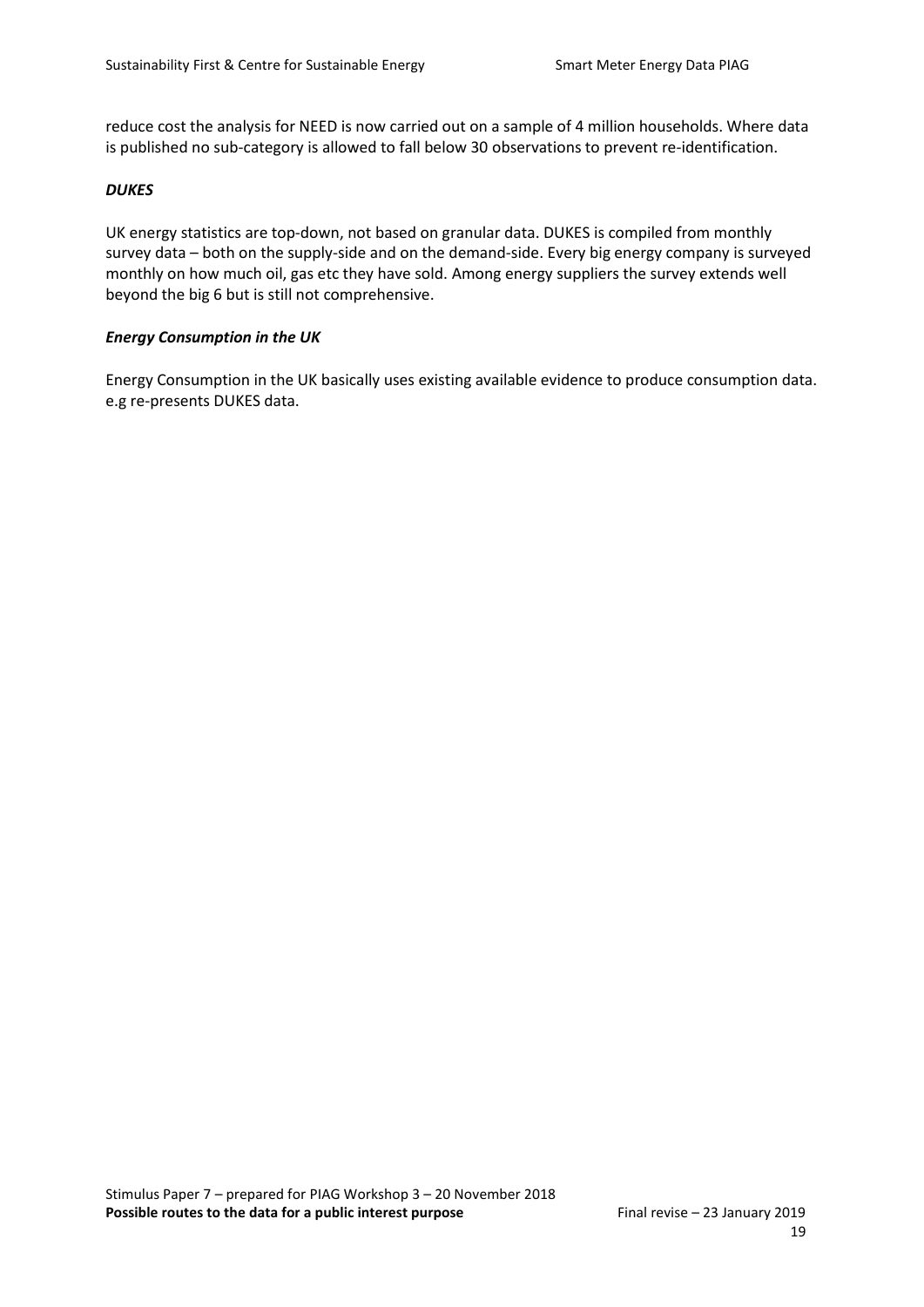reduce cost the analysis for NEED is now carried out on a sample of 4 million households. Where data is published no sub-category is allowed to fall below 30 observations to prevent re-identification.

***DUKES***

UK energy statistics are top-down, not based on granular data. DUKES is compiled from monthly survey data – both on the supply-side and on the demand-side. Every big energy company is surveyed monthly on how much oil, gas etc they have sold. Among energy suppliers the survey extends well beyond the big 6 but is still not comprehensive.

***Energy Consumption in the UK***

Energy Consumption in the UK basically uses existing available evidence to produce consumption data. e.g re-presents DUKES data.